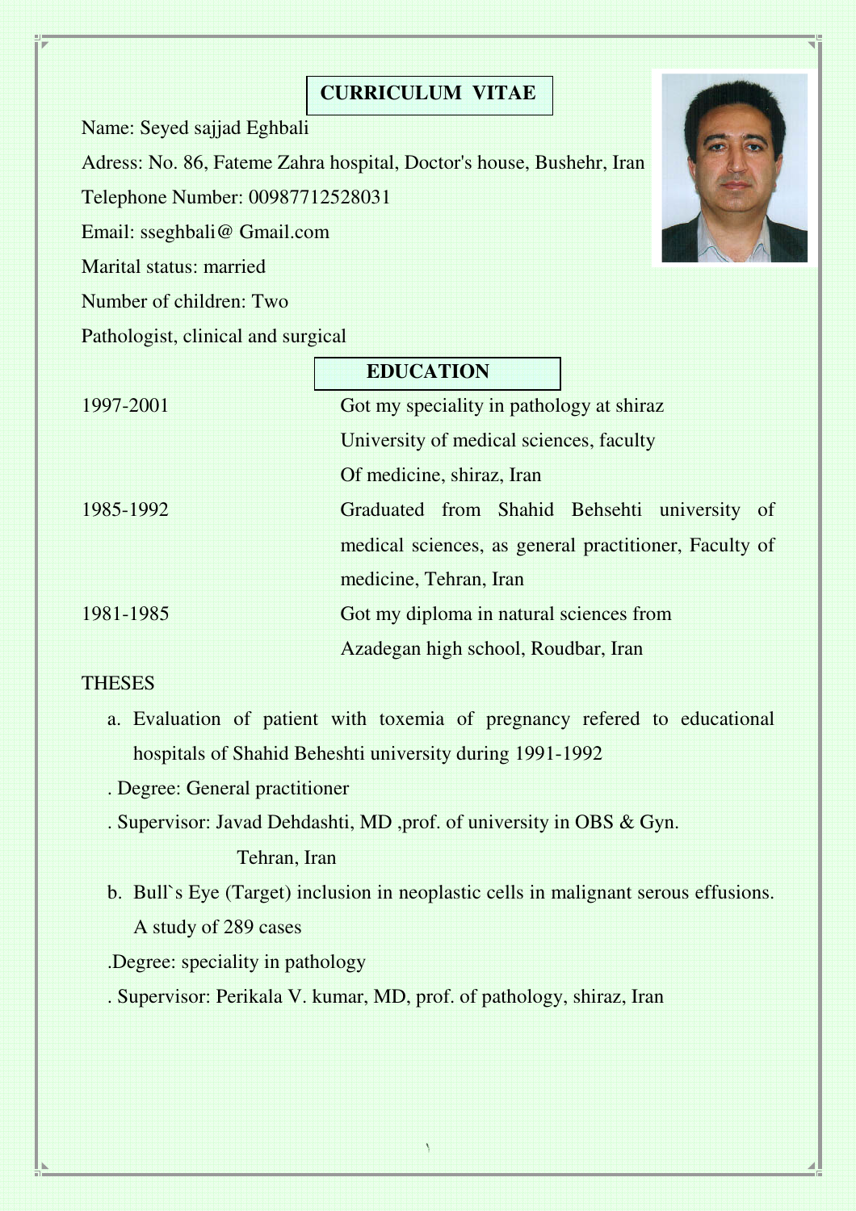# CURRICULUM VITAE

Name: Seyed sajjad Eghbali

Adress: No. 86, Fateme Zahra hospital, Doctor's house, Bushehr, Iran

Telephone Number: 00987712528031

Email: sseghbali@ Gmail.com

Marital status: married

Number of children: Two

Pathologist, clinical and surgical

## EDUCATION

| | |
|---|---|
| 1997-2001 | Got my speciality in pathology at shiraz University of medical sciences, faculty Of medicine, shiraz, Iran |
| 1985-1992 | Graduated from Shahid Behsehti university of medical sciences, as general practitioner, Faculty of medicine, Tehran, Iran |
| 1981-1985 | Got my diploma in natural sciences from Azadegan high school, Roudbar, Iran |

THESES

a. Evaluation of patient with toxemia of pregnancy refered to educational hospitals of Shahid Beheshti university during 1991-1992

. Degree: General practitioner

. Supervisor: Javad Dehdashti, MD ,prof. of university in OBS & Gyn. Tehran, Iran

b. Bull`s Eye (Target) inclusion in neoplastic cells in malignant serous effusions. A study of 289 cases

.Degree: speciality in pathology

. Supervisor: Perikala V. kumar, MD, prof. of pathology, shiraz, Iran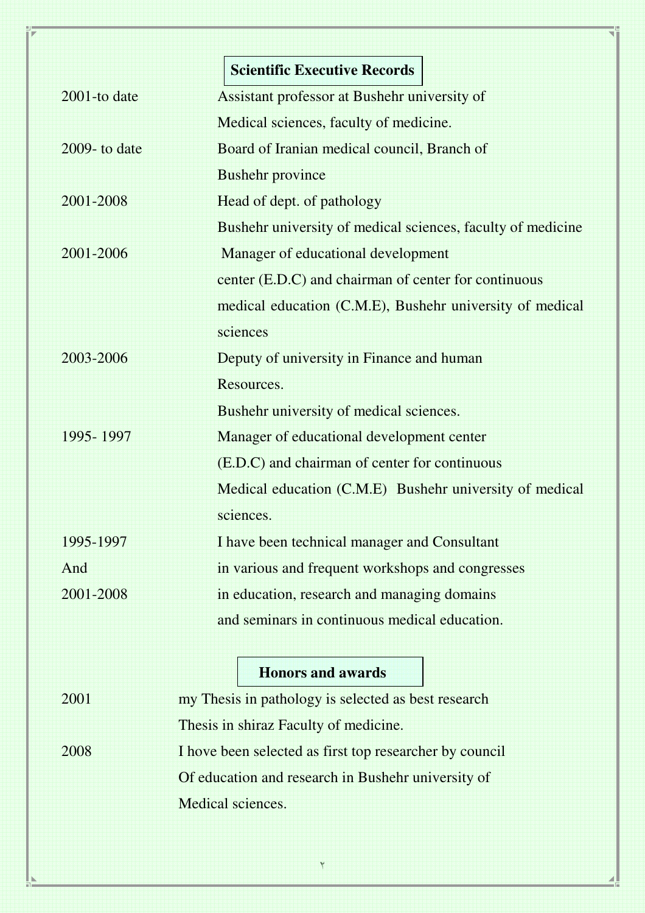## Scientific Executive Records

| | |
|---|---|
| 2001-to date | Assistant professor at Bushehr university of Medical sciences, faculty of medicine. |
| 2009- to date | Board of Iranian medical council, Branch of Bushehr province |
| 2001-2008 | Head of dept. of pathology Bushehr university of medical sciences, faculty of medicine |
| 2001-2006 | Manager of educational development center (E.D.C) and chairman of center for continuous medical education (C.M.E), Bushehr university of medical sciences |
| 2003-2006 | Deputy of university in Finance and human Resources. Bushehr university of medical sciences. |
| 1995- 1997 | Manager of educational development center (E.D.C) and chairman of center for continuous Medical education (C.M.E) Bushehr university of medical sciences. |
| 1995-1997 And 2001-2008 | I have been technical manager and Consultant in various and frequent workshops and congresses in education, research and managing domains and seminars in continuous medical education. |

## Honors and awards

| | |
|---|---|
| 2001 | my Thesis in pathology is selected as best research Thesis in shiraz Faculty of medicine. |
| 2008 | I hove been selected as first top researcher by council Of education and research in Bushehr university of Medical sciences. |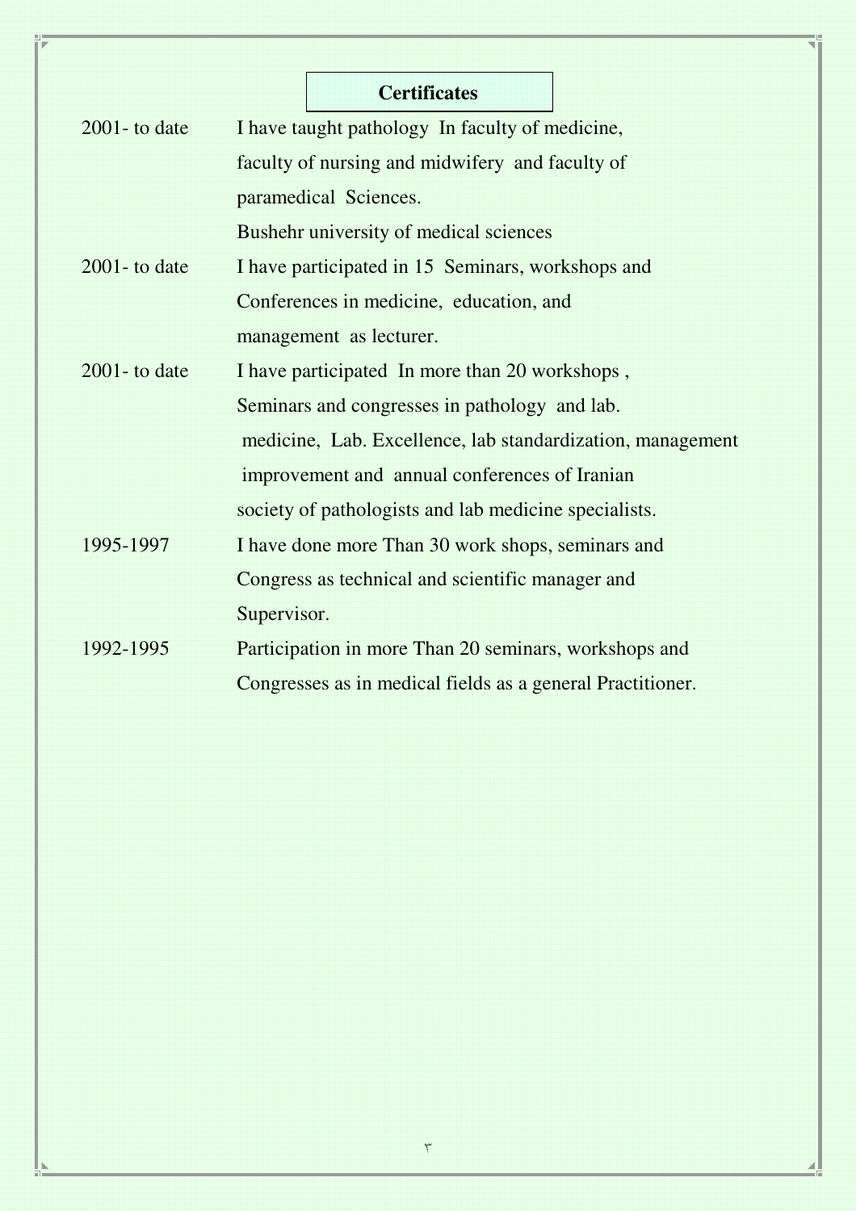## Certificates

| | |
|---|---|
| 2001- to date | I have taught pathology In faculty of medicine, faculty of nursing and midwifery and faculty of paramedical Sciences. Bushehr university of medical sciences |
| 2001- to date | I have participated in 15 Seminars, workshops and Conferences in medicine, education, and management as lecturer. |
| 2001- to date | I have participated In more than 20 workshops , Seminars and congresses in pathology and lab. medicine, Lab. Excellence, lab standardization, management improvement and annual conferences of Iranian society of pathologists and lab medicine specialists. |
| 1995-1997 | I have done more Than 30 work shops, seminars and Congress as technical and scientific manager and Supervisor. |
| 1992-1995 | Participation in more Than 20 seminars, workshops and Congresses as in medical fields as a general Practitioner. |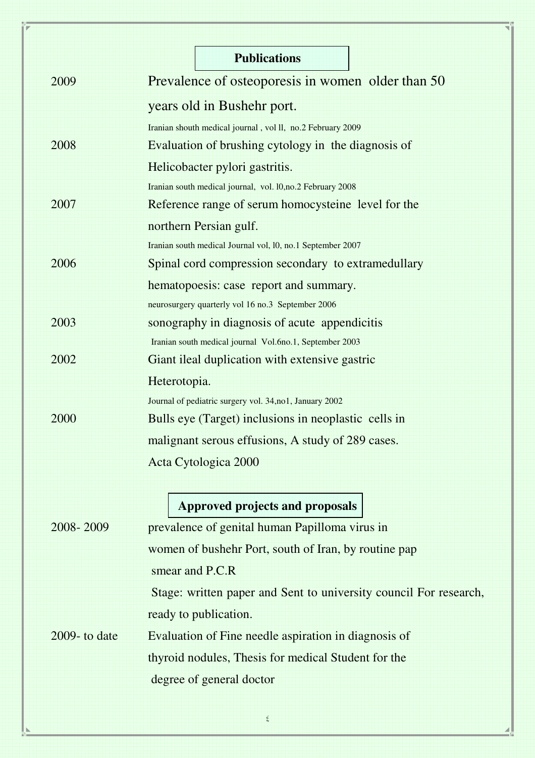## Publications

2009 Prevalence of osteoporesis in women older than 50 years old in Bushehr port.

Iranian shouth medical journal , vol ll, no.2 February 2009

2008 Evaluation of brushing cytology in the diagnosis of Helicobacter pylori gastritis.

Iranian south medical journal, vol. l0,no.2 February 2008

2007 Reference range of serum homocysteine level for the northern Persian gulf.

Iranian south medical Journal vol, l0, no.1 September 2007

2006 Spinal cord compression secondary to extramedullary hematopoesis: case report and summary.

neurosurgery quarterly vol 16 no.3 September 2006

2003 sonography in diagnosis of acute appendicitis

Iranian south medical journal Vol.6no.1, September 2003

2002 Giant ileal duplication with extensive gastric Heterotopia.

Journal of pediatric surgery vol. 34,no1, January 2002

2000 Bulls eye (Target) inclusions in neoplastic cells in malignant serous effusions, A study of 289 cases.

Acta Cytologica 2000

## Approved projects and proposals

2008- 2009 prevalence of genital human Papilloma virus in women of bushehr Port, south of Iran, by routine pap smear and P.C.R

Stage: written paper and Sent to university council For research, ready to publication.

2009- to date Evaluation of Fine needle aspiration in diagnosis of thyroid nodules, Thesis for medical Student for the degree of general doctor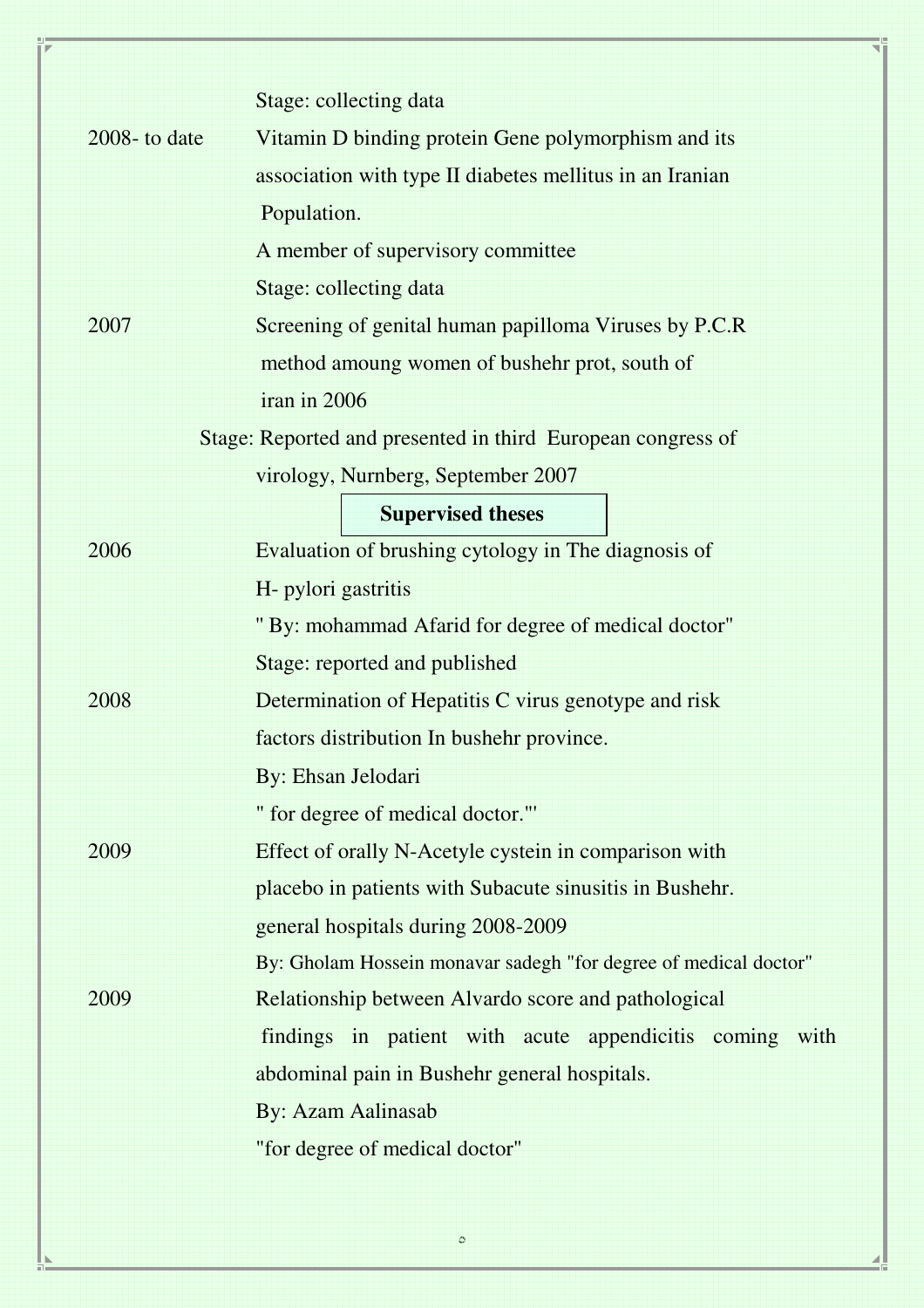Stage: collecting data

2008- to date — Vitamin D binding protein Gene polymorphism and its association with type II diabetes mellitus in an Iranian Population.

A member of supervisory committee

Stage: collecting data

2007 — Screening of genital human papilloma Viruses by P.C.R method amoung women of bushehr prot, south of iran in 2006

Stage: Reported and presented in third European congress of virology, Nurnberg, September 2007

## Supervised theses

2006 — Evaluation of brushing cytology in The diagnosis of H- pylori gastritis

" By: mohammad Afarid for degree of medical doctor"

Stage: reported and published

2008 — Determination of Hepatitis C virus genotype and risk factors distribution In bushehr province.

By: Ehsan Jelodari

" for degree of medical doctor."'

2009 — Effect of orally N-Acetyle cystein in comparison with placebo in patients with Subacute sinusitis in Bushehr. general hospitals during 2008-2009

By: Gholam Hossein monavar sadegh "for degree of medical doctor"

2009 — Relationship between Alvardo score and pathological findings in patient with acute appendicitis coming with abdominal pain in Bushehr general hospitals.

By: Azam Aalinasab

"for degree of medical doctor"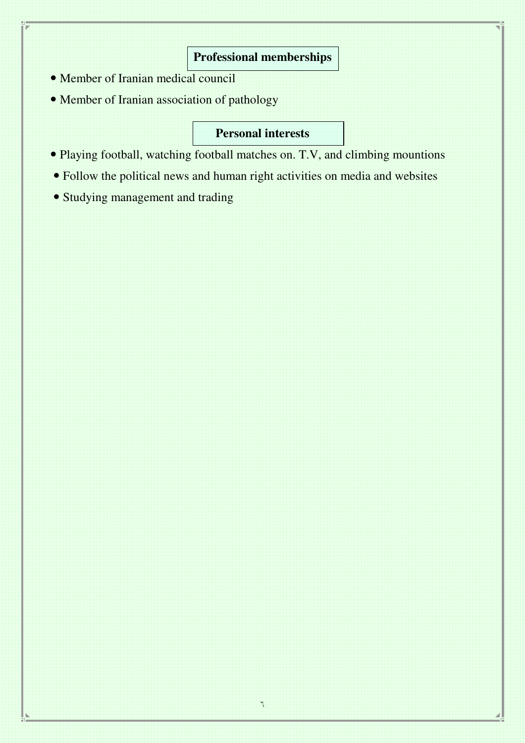## Professional memberships

- Member of Iranian medical council
- Member of Iranian association of pathology

## Personal interests

- Playing football, watching football matches on. T.V, and climbing mountions
- Follow the political news and human right activities on media and websites
- Studying management and trading